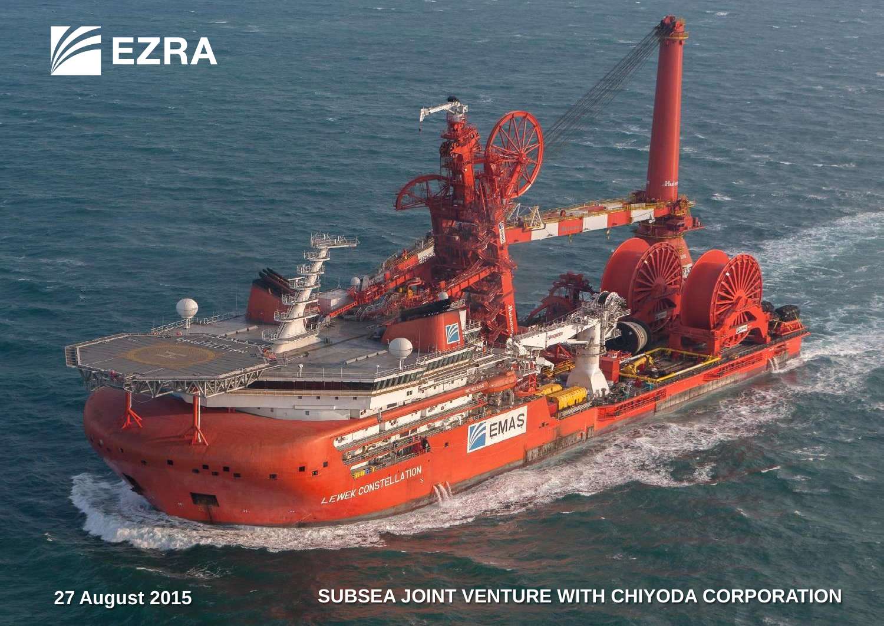# SUBSEA JOINT VENTURE WITH CHIYODA CORPORATION

EZRA

27 August 2015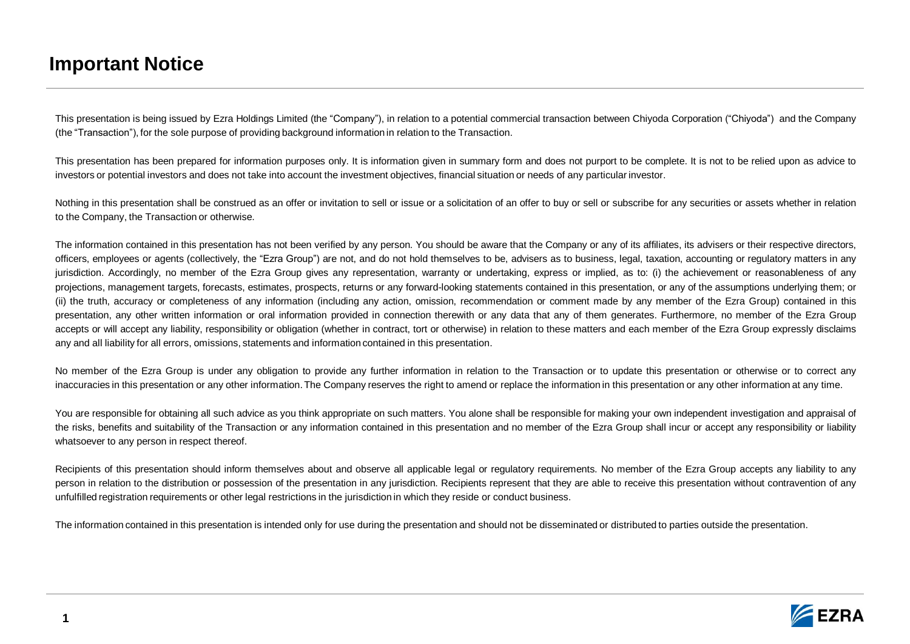# Important Notice

This presentation is being issued by Ezra Holdings Limited (the "Company"), in relation to a potential commercial transaction between Chiyoda Corporation ("Chiyoda") and the Company (the "Transaction"), for the sole purpose of providing background information in relation to the Transaction.

This presentation has been prepared for information purposes only. It is information given in summary form and does not purport to be complete. It is not to be relied upon as advice to investors or potential investors and does not take into account the investment objectives, financial situation or needs of any particular investor.

Nothing in this presentation shall be construed as an offer or invitation to sell or issue or a solicitation of an offer to buy or sell or subscribe for any securities or assets whether in relation to the Company, the Transaction or otherwise.

The information contained in this presentation has not been verified by any person. You should be aware that the Company or any of its affiliates, its advisers or their respective directors, officers, employees or agents (collectively, the "Ezra Group") are not, and do not hold themselves to be, advisers as to business, legal, taxation, accounting or regulatory matters in any jurisdiction. Accordingly, no member of the Ezra Group gives any representation, warranty or undertaking, express or implied, as to: (i) the achievement or reasonableness of any projections, management targets, forecasts, estimates, prospects, returns or any forward-looking statements contained in this presentation, or any of the assumptions underlying them; or (ii) the truth, accuracy or completeness of any information (including any action, omission, recommendation or comment made by any member of the Ezra Group) contained in this presentation, any other written information or oral information provided in connection therewith or any data that any of them generates. Furthermore, no member of the Ezra Group accepts or will accept any liability, responsibility or obligation (whether in contract, tort or otherwise) in relation to these matters and each member of the Ezra Group expressly disclaims any and all liability for all errors, omissions, statements and information contained in this presentation.

No member of the Ezra Group is under any obligation to provide any further information in relation to the Transaction or to update this presentation or otherwise or to correct any inaccuracies in this presentation or any other information. The Company reserves the right to amend or replace the information in this presentation or any other information at any time.

You are responsible for obtaining all such advice as you think appropriate on such matters. You alone shall be responsible for making your own independent investigation and appraisal of the risks, benefits and suitability of the Transaction or any information contained in this presentation and no member of the Ezra Group shall incur or accept any responsibility or liability whatsoever to any person in respect thereof.

Recipients of this presentation should inform themselves about and observe all applicable legal or regulatory requirements. No member of the Ezra Group accepts any liability to any person in relation to the distribution or possession of the presentation in any jurisdiction. Recipients represent that they are able to receive this presentation without contravention of any unfulfilled registration requirements or other legal restrictions in the jurisdiction in which they reside or conduct business.

The information contained in this presentation is intended only for use during the presentation and should not be disseminated or distributed to parties outside the presentation.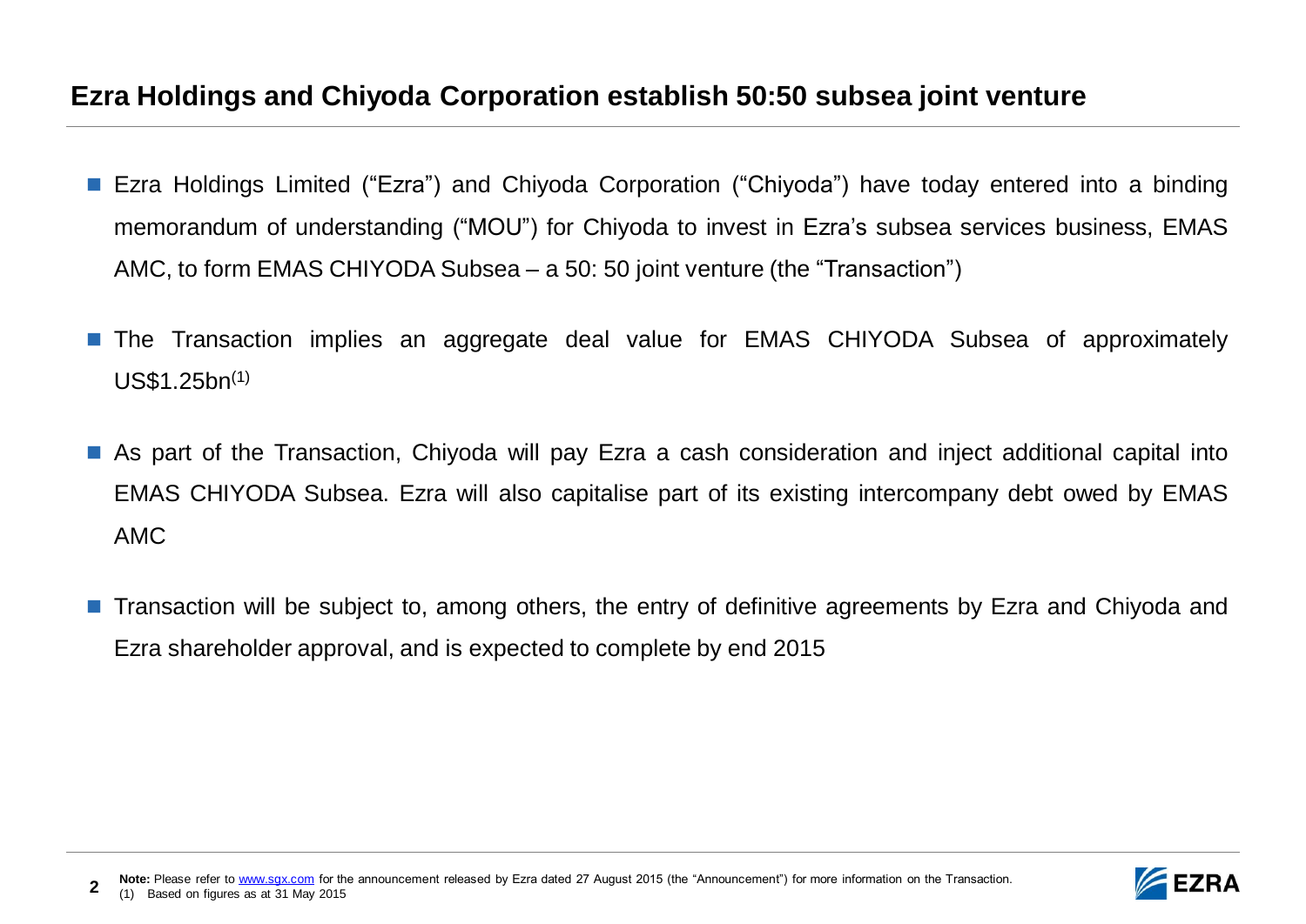## Ezra Holdings and Chiyoda Corporation establish 50:50 subsea joint venture

- Ezra Holdings Limited ("Ezra") and Chiyoda Corporation ("Chiyoda") have today entered into a binding memorandum of understanding ("MOU") for Chiyoda to invest in Ezra's subsea services business, EMAS AMC, to form EMAS CHIYODA Subsea – a 50: 50 joint venture (the "Transaction")
- The Transaction implies an aggregate deal value for EMAS CHIYODA Subsea of approximately US$1.25bn[(1)]
- As part of the Transaction, Chiyoda will pay Ezra a cash consideration and inject additional capital into EMAS CHIYODA Subsea. Ezra will also capitalise part of its existing intercompany debt owed by EMAS AMC
- Transaction will be subject to, among others, the entry of definitive agreements by Ezra and Chiyoda and Ezra shareholder approval, and is expected to complete by end 2015

**Note:** Please refer to www.sgx.com for the announcement released by Ezra dated 27 August 2015 (the "Announcement") for more information on the Transaction.
(1) Based on figures as at 31 May 2015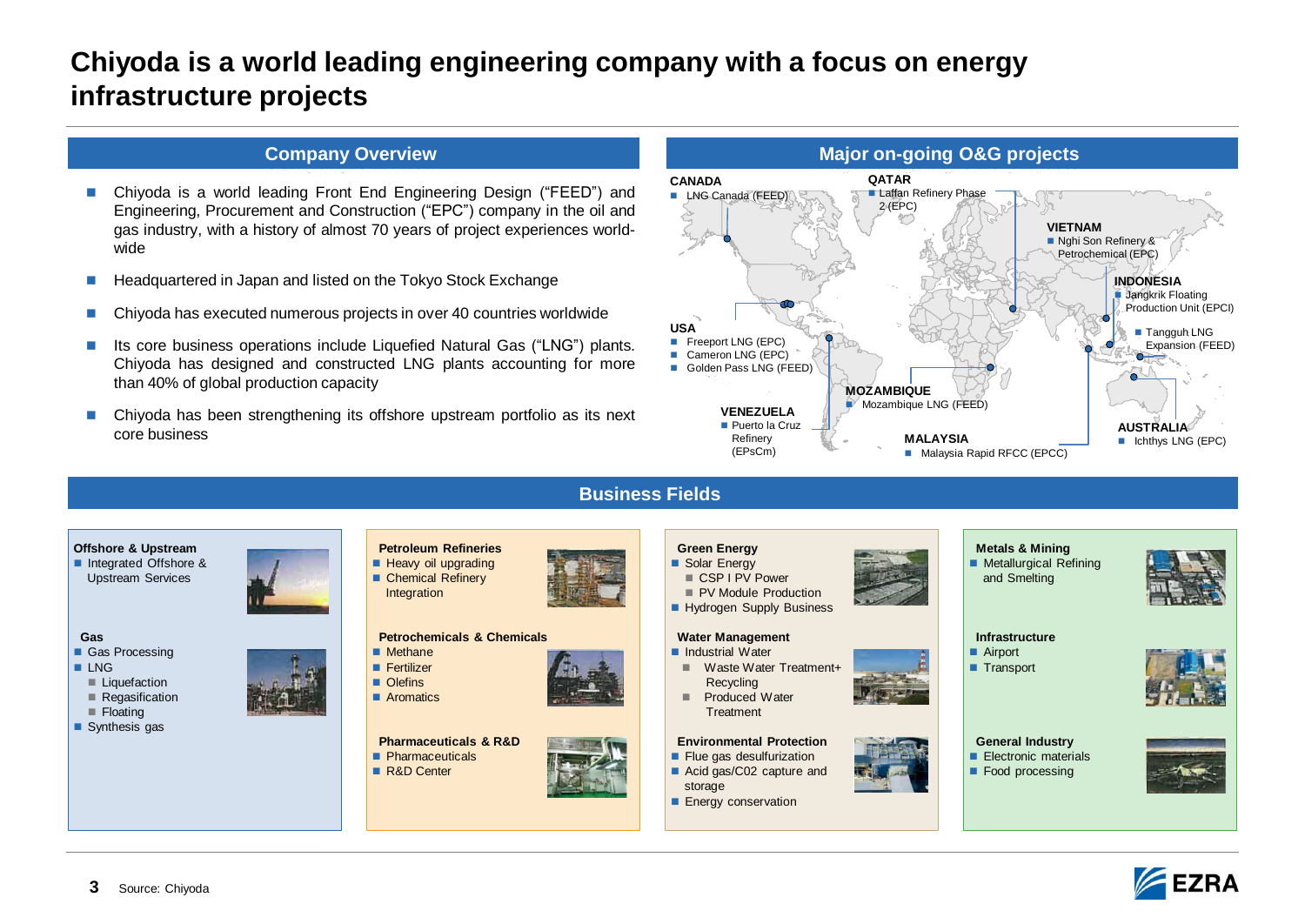# Chiyoda is a world leading engineering company with a focus on energy infrastructure projects

## Company Overview

- Chiyoda is a world leading Front End Engineering Design ("FEED") and Engineering, Procurement and Construction ("EPC") company in the oil and gas industry, with a history of almost 70 years of project experiences world-wide
- Headquartered in Japan and listed on the Tokyo Stock Exchange
- Chiyoda has executed numerous projects in over 40 countries worldwide
- Its core business operations include Liquefied Natural Gas ("LNG") plants. Chiyoda has designed and constructed LNG plants accounting for more than 40% of global production capacity
- Chiyoda has been strengthening its offshore upstream portfolio as its next core business

## Major on-going O&G projects

**CANADA**
- LNG Canada (FEED)

**QATAR**
- Laffan Refinery Phase 2 (EPC)

**VIETNAM**
- Nghi Son Refinery & Petrochemical (EPC)

**INDONESIA**
- Jangkrik Floating Production Unit (EPCI)
- Tangguh LNG Expansion (FEED)

**USA**
- Freeport LNG (EPC)
- Cameron LNG (EPC)
- Golden Pass LNG (FEED)

**MOZAMBIQUE**
- Mozambique LNG (FEED)

**VENEZUELA**
- Puerto la Cruz Refinery (EPsCm)

**MALAYSIA**
- Malaysia Rapid RFCC (EPCC)

**AUSTRALIA**
- Ichthys LNG (EPC)

## Business Fields

**Offshore & Upstream**
- Integrated Offshore & Upstream Services

**Gas**
- Gas Processing
- LNG
  - Liquefaction
  - Regasification
  - Floating
- Synthesis gas

**Petroleum Refineries**
- Heavy oil upgrading
- Chemical Refinery Integration

**Petrochemicals & Chemicals**
- Methane
- Fertilizer
- Olefins
- Aromatics

**Pharmaceuticals & R&D**
- Pharmaceuticals
- R&D Center

**Green Energy**
- Solar Energy
  - CSP I PV Power
  - PV Module Production
- Hydrogen Supply Business

**Water Management**
- Industrial Water
  - Waste Water Treatment+ Recycling
  - Produced Water Treatment

**Environmental Protection**
- Flue gas desulfurization
- Acid gas/C02 capture and storage
- Energy conservation

**Metals & Mining**
- Metallurgical Refining and Smelting

**Infrastructure**
- Airport
- Transport

**General Industry**
- Electronic materials
- Food processing

Source: Chiyoda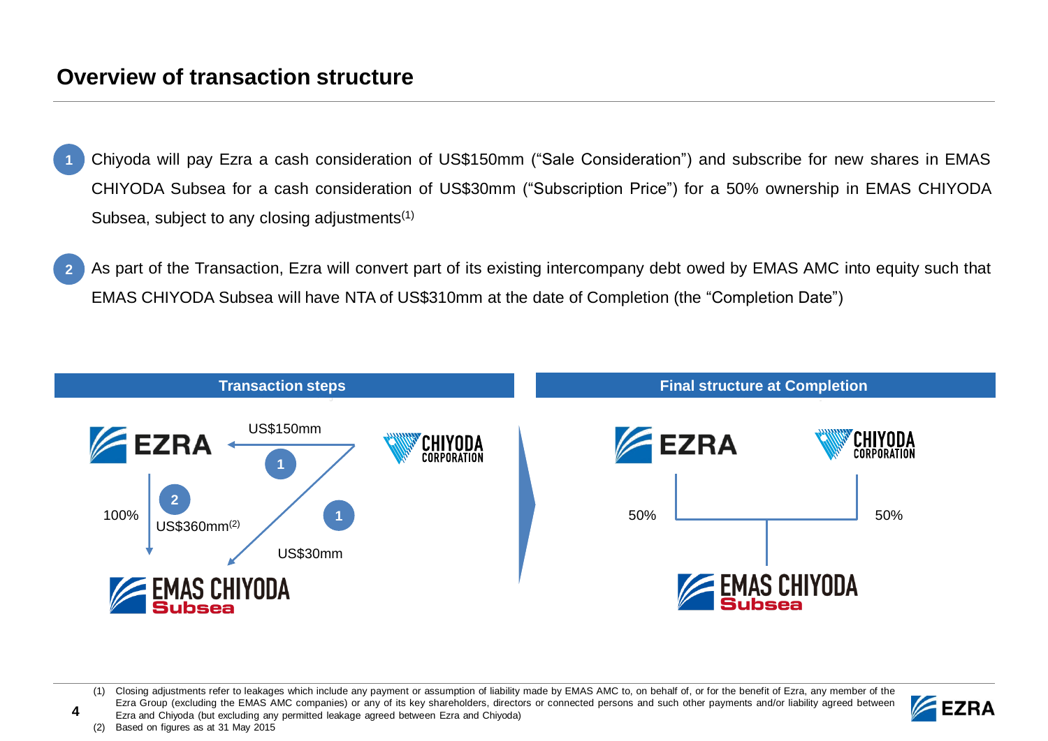# Overview of transaction structure

1. Chiyoda will pay Ezra a cash consideration of US$150mm ("Sale Consideration") and subscribe for new shares in EMAS CHIYODA Subsea for a cash consideration of US$30mm ("Subscription Price") for a 50% ownership in EMAS CHIYODA Subsea, subject to any closing adjustments[(1)]

2. As part of the Transaction, Ezra will convert part of its existing intercompany debt owed by EMAS AMC into equity such that EMAS CHIYODA Subsea will have NTA of US$310mm at the date of Completion (the "Completion Date")

**Transaction steps**

EZRA

CHIYODA CORPORATION

US$150mm

1

1

2

100%

US$360mm[(2)]

US$30mm

EMAS CHIYODA Subsea

**Final structure at Completion**

EZRA

CHIYODA CORPORATION

50%

50%

EMAS CHIYODA Subsea

(1) Closing adjustments refer to leakages which include any payment or assumption of liability made by EMAS AMC to, on behalf of, or for the benefit of Ezra, any member of the Ezra Group (excluding the EMAS AMC companies) or any of its key shareholders, directors or connected persons and such other payments and/or liability agreed between Ezra and Chiyoda (but excluding any permitted leakage agreed between Ezra and Chiyoda)

(2) Based on figures as at 31 May 2015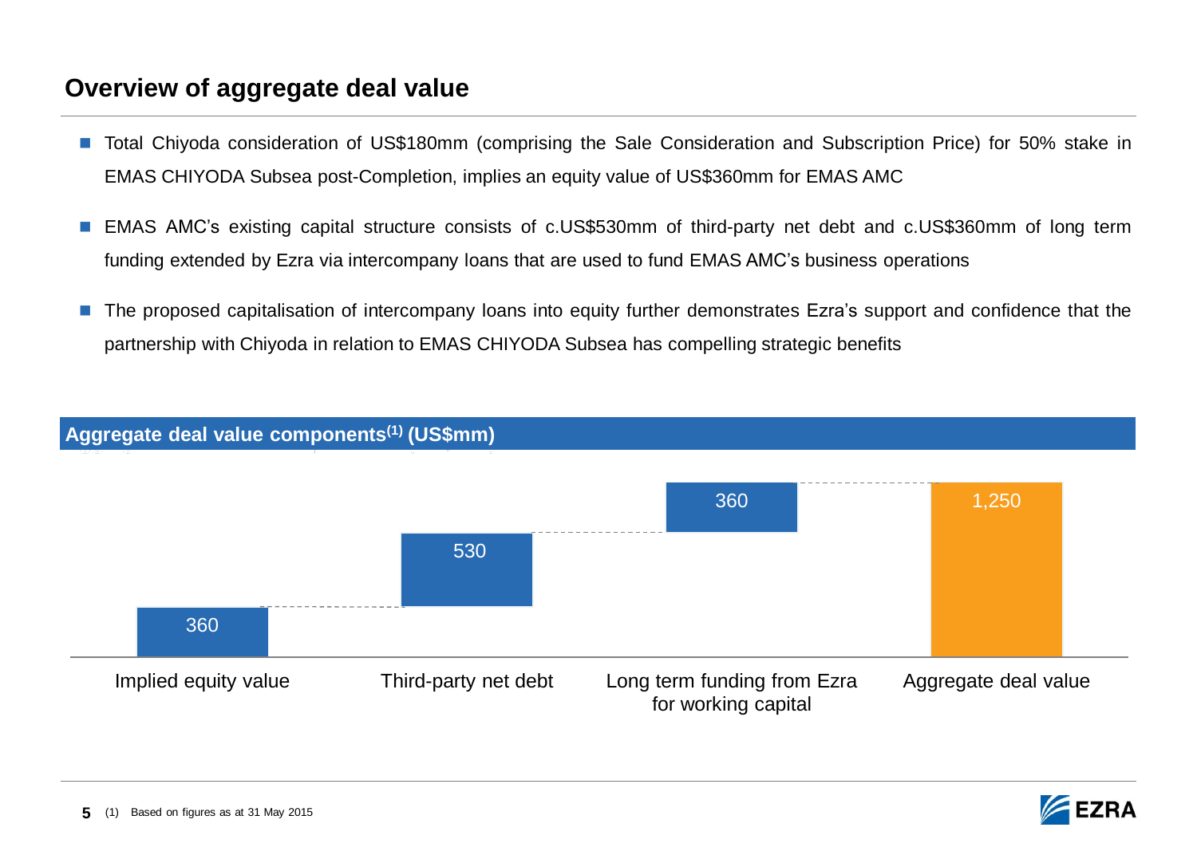## Overview of aggregate deal value

- Total Chiyoda consideration of US$180mm (comprising the Sale Consideration and Subscription Price) for 50% stake in EMAS CHIYODA Subsea post-Completion, implies an equity value of US$360mm for EMAS AMC
- EMAS AMC's existing capital structure consists of c.US$530mm of third-party net debt and c.US$360mm of long term funding extended by Ezra via intercompany loans that are used to fund EMAS AMC's business operations
- The proposed capitalisation of intercompany loans into equity further demonstrates Ezra's support and confidence that the partnership with Chiyoda in relation to EMAS CHIYODA Subsea has compelling strategic benefits

**Aggregate deal value components[1] (US$mm)**

360

530

360

1,250

Implied equity value

Third-party net debt

Long term funding from Ezra for working capital

Aggregate deal value

(1) Based on figures as at 31 May 2015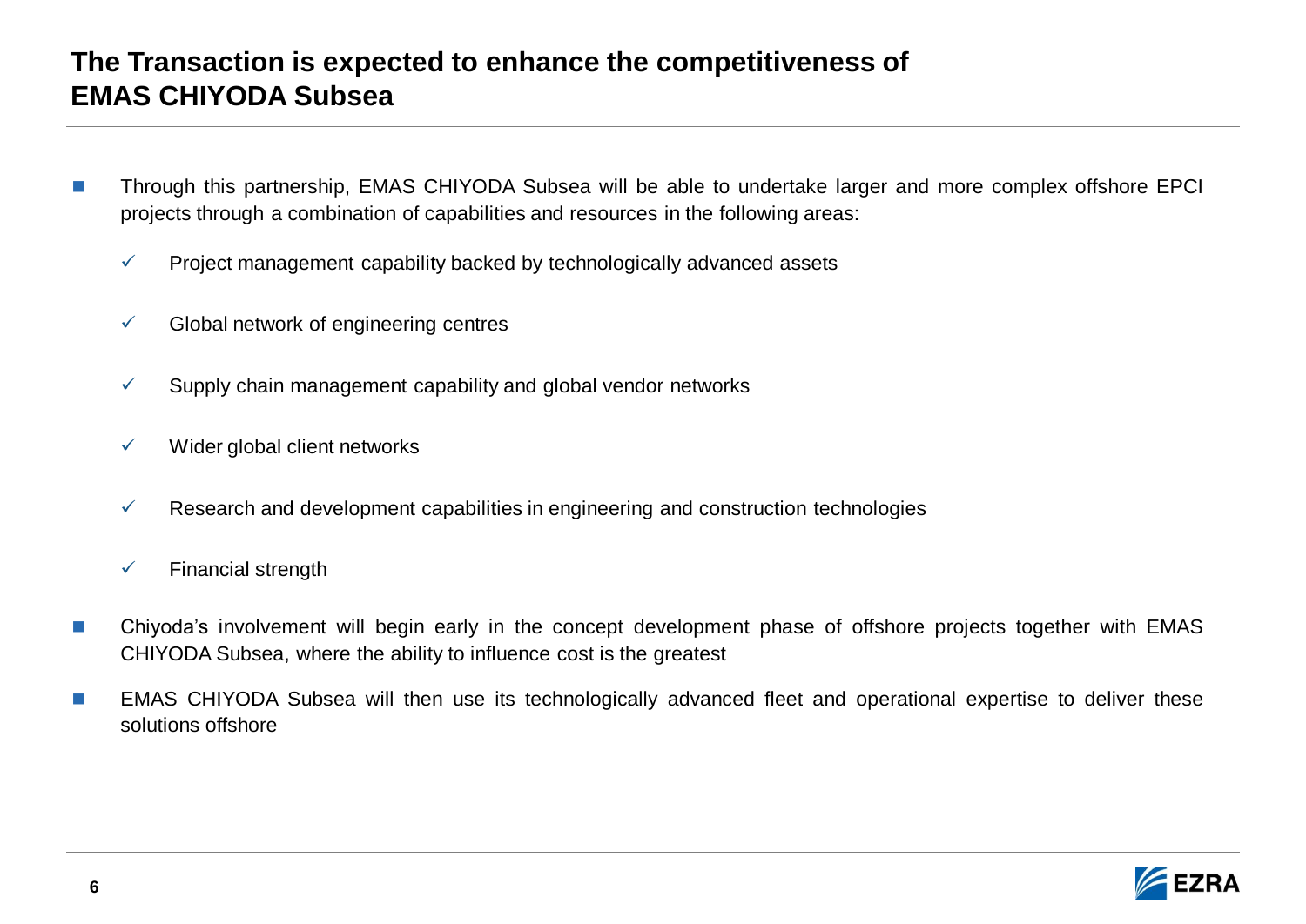# The Transaction is expected to enhance the competitiveness of EMAS CHIYODA Subsea

- Through this partnership, EMAS CHIYODA Subsea will be able to undertake larger and more complex offshore EPCI projects through a combination of capabilities and resources in the following areas:
  - ✓ Project management capability backed by technologically advanced assets
  - ✓ Global network of engineering centres
  - ✓ Supply chain management capability and global vendor networks
  - ✓ Wider global client networks
  - ✓ Research and development capabilities in engineering and construction technologies
  - ✓ Financial strength
- Chiyoda's involvement will begin early in the concept development phase of offshore projects together with EMAS CHIYODA Subsea, where the ability to influence cost is the greatest
- EMAS CHIYODA Subsea will then use its technologically advanced fleet and operational expertise to deliver these solutions offshore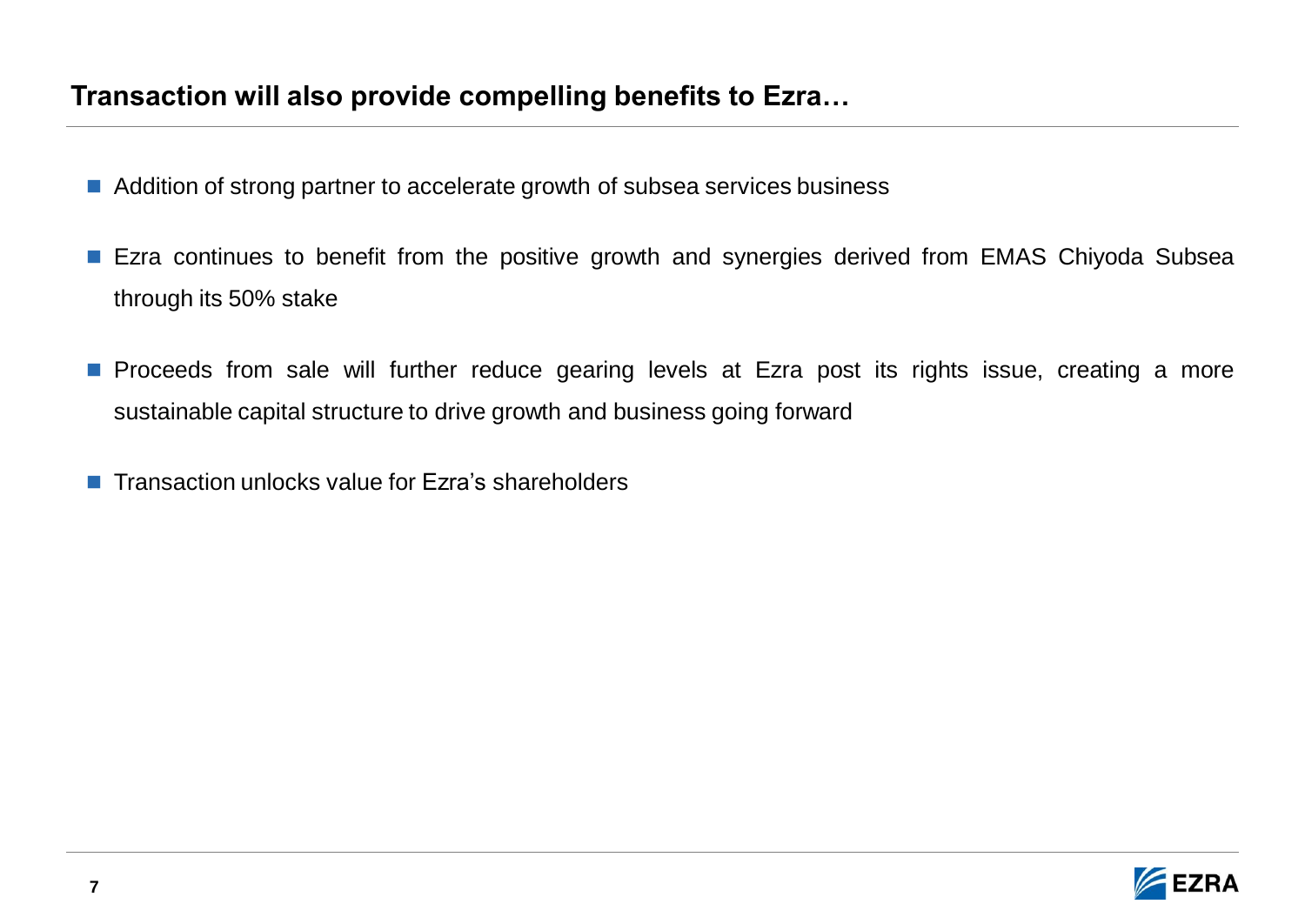## Transaction will also provide compelling benefits to Ezra…

- Addition of strong partner to accelerate growth of subsea services business
- Ezra continues to benefit from the positive growth and synergies derived from EMAS Chiyoda Subsea through its 50% stake
- Proceeds from sale will further reduce gearing levels at Ezra post its rights issue, creating a more sustainable capital structure to drive growth and business going forward
- Transaction unlocks value for Ezra's shareholders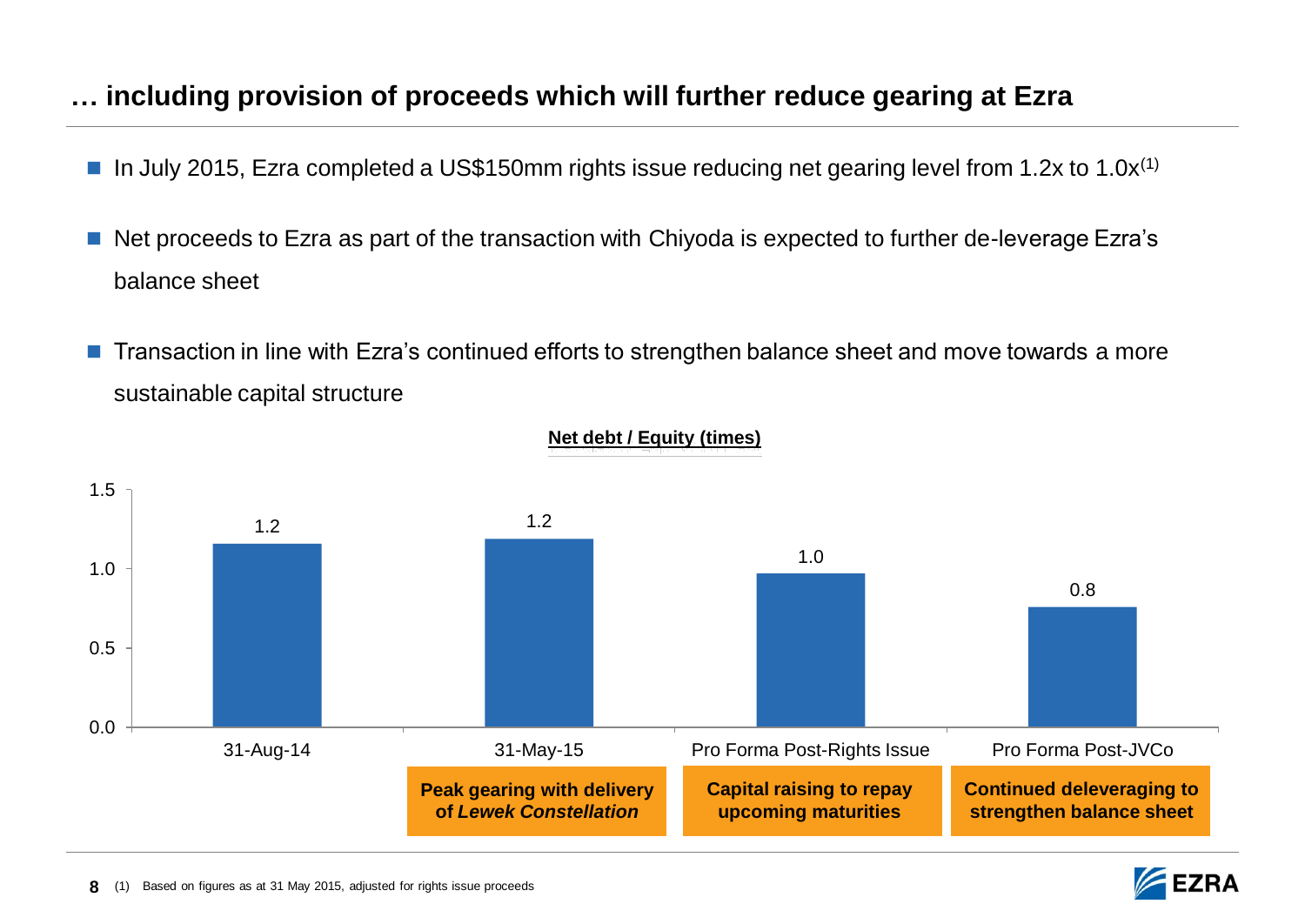# … including provision of proceeds which will further reduce gearing at Ezra

- In July 2015, Ezra completed a US$150mm rights issue reducing net gearing level from 1.2x to 1.0x[(1)]
- Net proceeds to Ezra as part of the transaction with Chiyoda is expected to further de-leverage Ezra's balance sheet
- Transaction in line with Ezra's continued efforts to strengthen balance sheet and move towards a more sustainable capital structure

**Net debt / Equity (times)**

1.5
1.0
0.5
0.0

1.2
1.2
1.0
0.8

31-Aug-14
31-May-15
Pro Forma Post-Rights Issue
Pro Forma Post-JVCo

**Peak gearing with delivery of *Lewek Constellation***

**Capital raising to repay upcoming maturities**

**Continued deleveraging to strengthen balance sheet**

(1) Based on figures as at 31 May 2015, adjusted for rights issue proceeds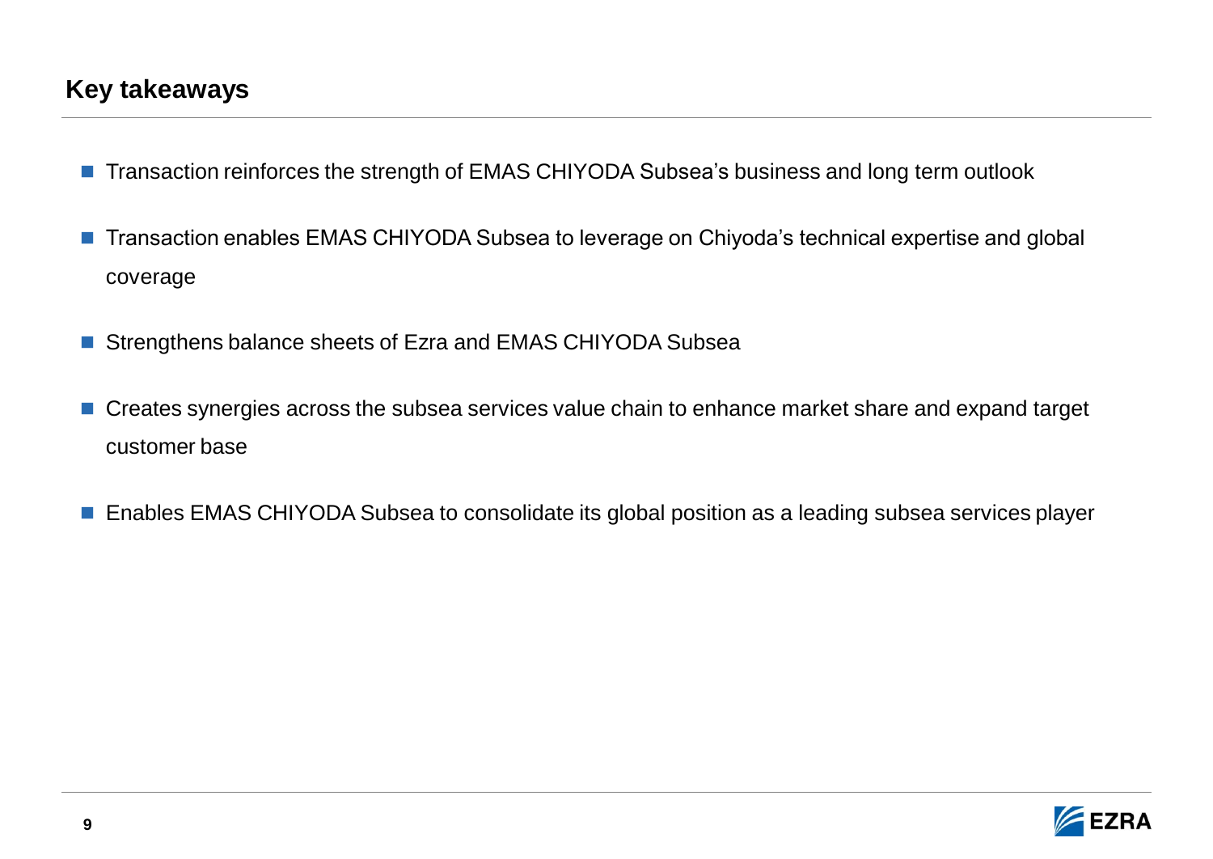## Key takeaways

- Transaction reinforces the strength of EMAS CHIYODA Subsea's business and long term outlook
- Transaction enables EMAS CHIYODA Subsea to leverage on Chiyoda's technical expertise and global coverage
- Strengthens balance sheets of Ezra and EMAS CHIYODA Subsea
- Creates synergies across the subsea services value chain to enhance market share and expand target customer base
- Enables EMAS CHIYODA Subsea to consolidate its global position as a leading subsea services player